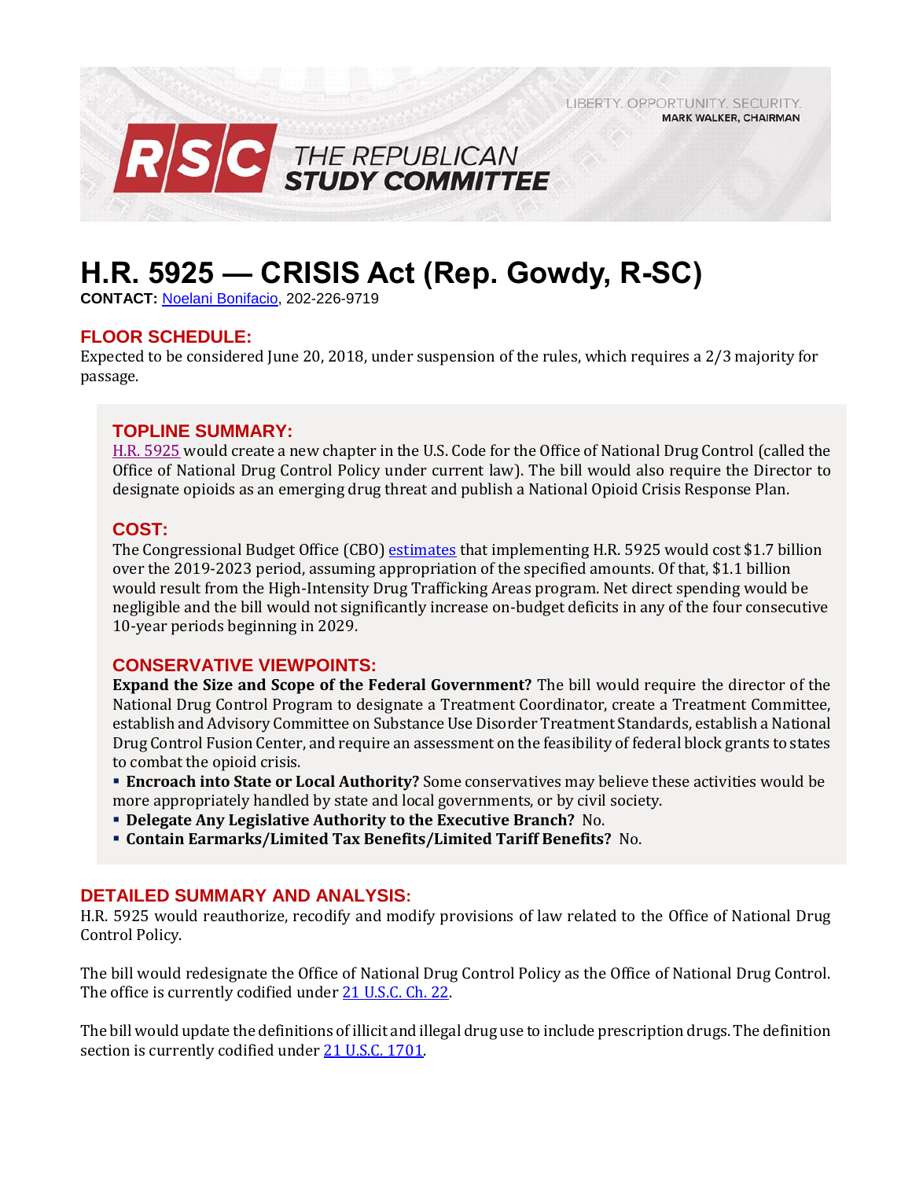LIBERTY. OPPORTUNITY. SECURITY.
MARK WALKER, CHAIRMAN

RSC THE REPUBLICAN STUDY COMMITTEE

# H.R. 5925 — CRISIS Act (Rep. Gowdy, R-SC)

**CONTACT:** Noelani Bonifacio, 202-226-9719

## FLOOR SCHEDULE:

Expected to be considered June 20, 2018, under suspension of the rules, which requires a 2/3 majority for passage.

## TOPLINE SUMMARY:

H.R. 5925 would create a new chapter in the U.S. Code for the Office of National Drug Control (called the Office of National Drug Control Policy under current law). The bill would also require the Director to designate opioids as an emerging drug threat and publish a National Opioid Crisis Response Plan.

## COST:

The Congressional Budget Office (CBO) estimates that implementing H.R. 5925 would cost $1.7 billion over the 2019-2023 period, assuming appropriation of the specified amounts. Of that, $1.1 billion would result from the High-Intensity Drug Trafficking Areas program. Net direct spending would be negligible and the bill would not significantly increase on-budget deficits in any of the four consecutive 10-year periods beginning in 2029.

## CONSERVATIVE VIEWPOINTS:

**Expand the Size and Scope of the Federal Government?** The bill would require the director of the National Drug Control Program to designate a Treatment Coordinator, create a Treatment Committee, establish and Advisory Committee on Substance Use Disorder Treatment Standards, establish a National Drug Control Fusion Center, and require an assessment on the feasibility of federal block grants to states to combat the opioid crisis.

- **Encroach into State or Local Authority?** Some conservatives may believe these activities would be more appropriately handled by state and local governments, or by civil society.
- **Delegate Any Legislative Authority to the Executive Branch?** No.
- **Contain Earmarks/Limited Tax Benefits/Limited Tariff Benefits?** No.

## DETAILED SUMMARY AND ANALYSIS:

H.R. 5925 would reauthorize, recodify and modify provisions of law related to the Office of National Drug Control Policy.

The bill would redesignate the Office of National Drug Control Policy as the Office of National Drug Control. The office is currently codified under 21 U.S.C. Ch. 22.

The bill would update the definitions of illicit and illegal drug use to include prescription drugs. The definition section is currently codified under 21 U.S.C. 1701.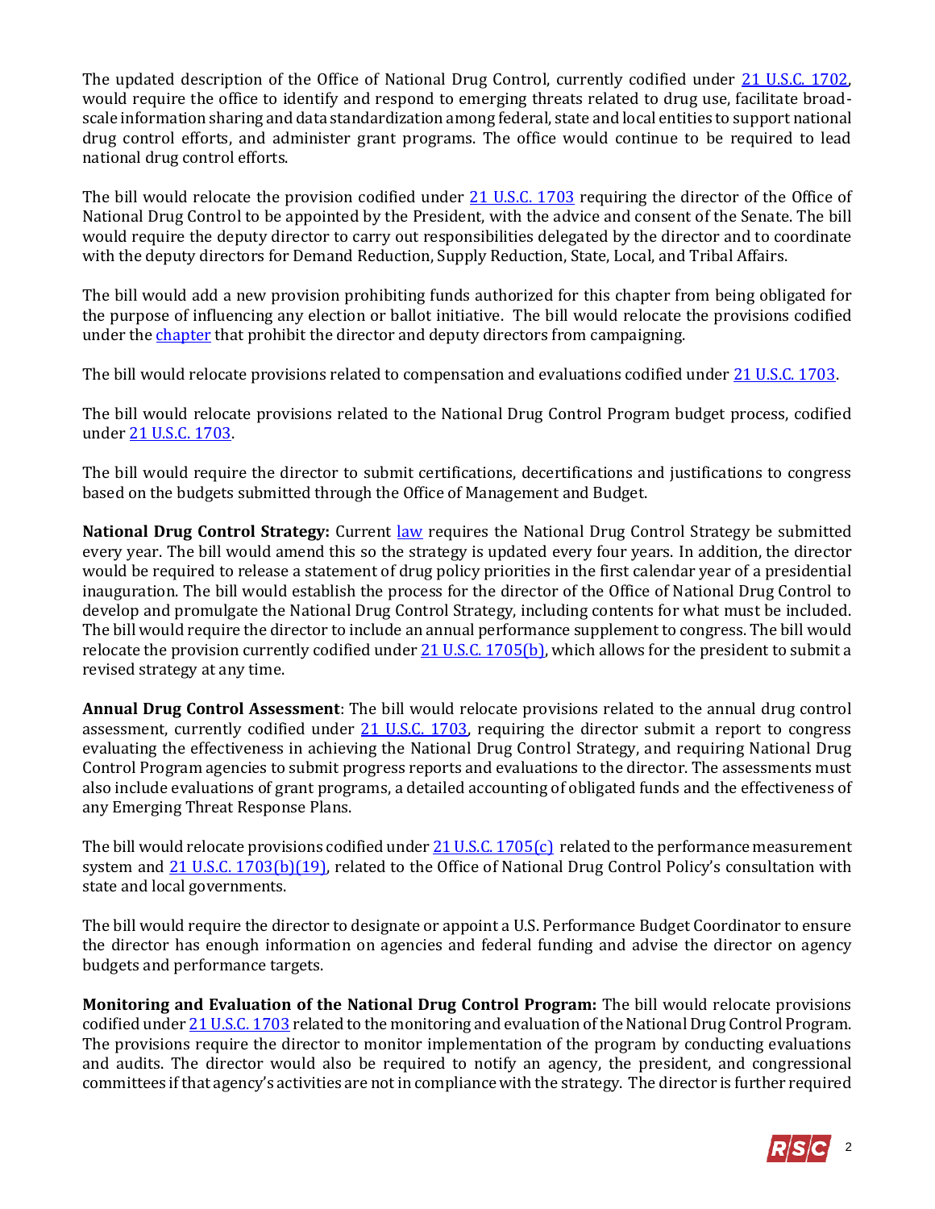The updated description of the Office of National Drug Control, currently codified under 21 U.S.C. 1702, would require the office to identify and respond to emerging threats related to drug use, facilitate broad-scale information sharing and data standardization among federal, state and local entities to support national drug control efforts, and administer grant programs. The office would continue to be required to lead national drug control efforts.

The bill would relocate the provision codified under 21 U.S.C. 1703 requiring the director of the Office of National Drug Control to be appointed by the President, with the advice and consent of the Senate. The bill would require the deputy director to carry out responsibilities delegated by the director and to coordinate with the deputy directors for Demand Reduction, Supply Reduction, State, Local, and Tribal Affairs.

The bill would add a new provision prohibiting funds authorized for this chapter from being obligated for the purpose of influencing any election or ballot initiative. The bill would relocate the provisions codified under the chapter that prohibit the director and deputy directors from campaigning.

The bill would relocate provisions related to compensation and evaluations codified under 21 U.S.C. 1703.

The bill would relocate provisions related to the National Drug Control Program budget process, codified under 21 U.S.C. 1703.

The bill would require the director to submit certifications, decertifications and justifications to congress based on the budgets submitted through the Office of Management and Budget.

**National Drug Control Strategy:** Current law requires the National Drug Control Strategy be submitted every year. The bill would amend this so the strategy is updated every four years. In addition, the director would be required to release a statement of drug policy priorities in the first calendar year of a presidential inauguration. The bill would establish the process for the director of the Office of National Drug Control to develop and promulgate the National Drug Control Strategy, including contents for what must be included. The bill would require the director to include an annual performance supplement to congress. The bill would relocate the provision currently codified under 21 U.S.C. 1705(b), which allows for the president to submit a revised strategy at any time.

**Annual Drug Control Assessment**: The bill would relocate provisions related to the annual drug control assessment, currently codified under 21 U.S.C. 1703, requiring the director submit a report to congress evaluating the effectiveness in achieving the National Drug Control Strategy, and requiring National Drug Control Program agencies to submit progress reports and evaluations to the director. The assessments must also include evaluations of grant programs, a detailed accounting of obligated funds and the effectiveness of any Emerging Threat Response Plans.

The bill would relocate provisions codified under 21 U.S.C. 1705(c) related to the performance measurement system and 21 U.S.C. 1703(b)(19), related to the Office of National Drug Control Policy's consultation with state and local governments.

The bill would require the director to designate or appoint a U.S. Performance Budget Coordinator to ensure the director has enough information on agencies and federal funding and advise the director on agency budgets and performance targets.

**Monitoring and Evaluation of the National Drug Control Program:** The bill would relocate provisions codified under 21 U.S.C. 1703 related to the monitoring and evaluation of the National Drug Control Program. The provisions require the director to monitor implementation of the program by conducting evaluations and audits. The director would also be required to notify an agency, the president, and congressional committees if that agency's activities are not in compliance with the strategy. The director is further required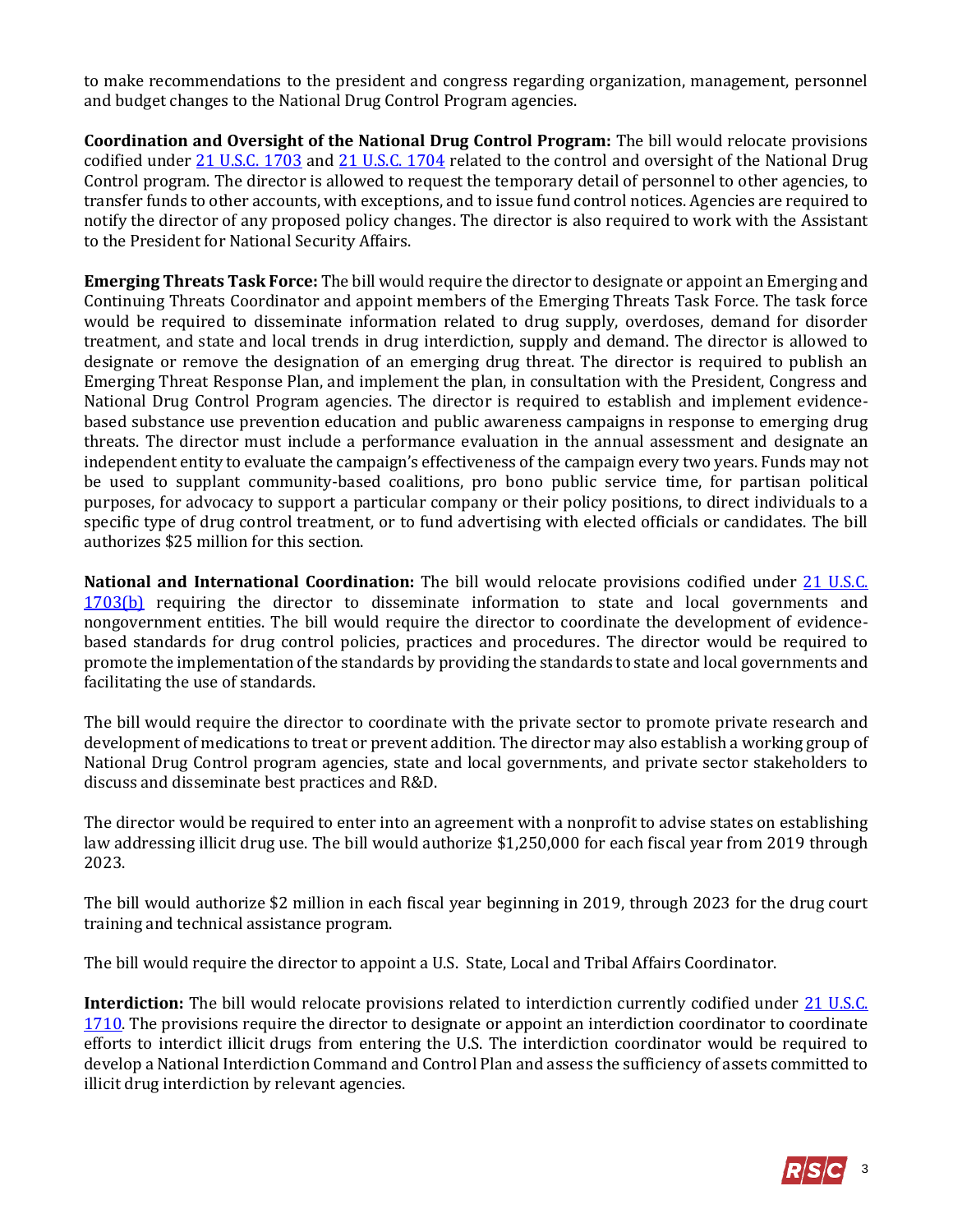to make recommendations to the president and congress regarding organization, management, personnel and budget changes to the National Drug Control Program agencies.

**Coordination and Oversight of the National Drug Control Program:** The bill would relocate provisions codified under [21 U.S.C. 1703] and [21 U.S.C. 1704] related to the control and oversight of the National Drug Control program. The director is allowed to request the temporary detail of personnel to other agencies, to transfer funds to other accounts, with exceptions, and to issue fund control notices. Agencies are required to notify the director of any proposed policy changes. The director is also required to work with the Assistant to the President for National Security Affairs.

**Emerging Threats Task Force:** The bill would require the director to designate or appoint an Emerging and Continuing Threats Coordinator and appoint members of the Emerging Threats Task Force. The task force would be required to disseminate information related to drug supply, overdoses, demand for disorder treatment, and state and local trends in drug interdiction, supply and demand. The director is allowed to designate or remove the designation of an emerging drug threat. The director is required to publish an Emerging Threat Response Plan, and implement the plan, in consultation with the President, Congress and National Drug Control Program agencies. The director is required to establish and implement evidence-based substance use prevention education and public awareness campaigns in response to emerging drug threats. The director must include a performance evaluation in the annual assessment and designate an independent entity to evaluate the campaign's effectiveness of the campaign every two years. Funds may not be used to supplant community-based coalitions, pro bono public service time, for partisan political purposes, for advocacy to support a particular company or their policy positions, to direct individuals to a specific type of drug control treatment, or to fund advertising with elected officials or candidates. The bill authorizes $25 million for this section.

**National and International Coordination:** The bill would relocate provisions codified under [21 U.S.C. 1703(b)] requiring the director to disseminate information to state and local governments and nongovernment entities. The bill would require the director to coordinate the development of evidence-based standards for drug control policies, practices and procedures. The director would be required to promote the implementation of the standards by providing the standards to state and local governments and facilitating the use of standards.

The bill would require the director to coordinate with the private sector to promote private research and development of medications to treat or prevent addition. The director may also establish a working group of National Drug Control program agencies, state and local governments, and private sector stakeholders to discuss and disseminate best practices and R&D.

The director would be required to enter into an agreement with a nonprofit to advise states on establishing law addressing illicit drug use. The bill would authorize $1,250,000 for each fiscal year from 2019 through 2023.

The bill would authorize $2 million in each fiscal year beginning in 2019, through 2023 for the drug court training and technical assistance program.

The bill would require the director to appoint a U.S. State, Local and Tribal Affairs Coordinator.

**Interdiction:** The bill would relocate provisions related to interdiction currently codified under [21 U.S.C. 1710]. The provisions require the director to designate or appoint an interdiction coordinator to coordinate efforts to interdict illicit drugs from entering the U.S. The interdiction coordinator would be required to develop a National Interdiction Command and Control Plan and assess the sufficiency of assets committed to illicit drug interdiction by relevant agencies.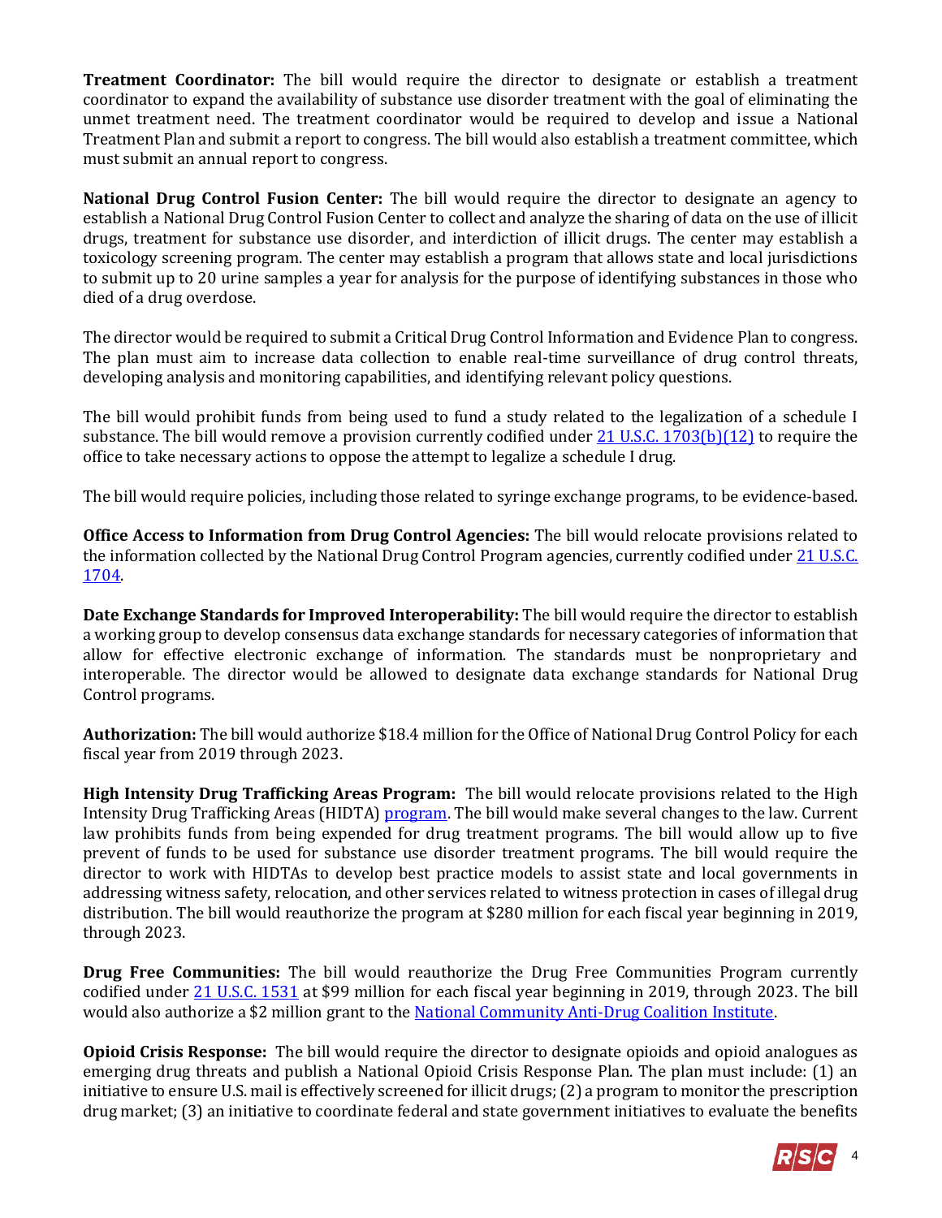**Treatment Coordinator:** The bill would require the director to designate or establish a treatment coordinator to expand the availability of substance use disorder treatment with the goal of eliminating the unmet treatment need. The treatment coordinator would be required to develop and issue a National Treatment Plan and submit a report to congress. The bill would also establish a treatment committee, which must submit an annual report to congress.

**National Drug Control Fusion Center:** The bill would require the director to designate an agency to establish a National Drug Control Fusion Center to collect and analyze the sharing of data on the use of illicit drugs, treatment for substance use disorder, and interdiction of illicit drugs. The center may establish a toxicology screening program. The center may establish a program that allows state and local jurisdictions to submit up to 20 urine samples a year for analysis for the purpose of identifying substances in those who died of a drug overdose.

The director would be required to submit a Critical Drug Control Information and Evidence Plan to congress. The plan must aim to increase data collection to enable real-time surveillance of drug control threats, developing analysis and monitoring capabilities, and identifying relevant policy questions.

The bill would prohibit funds from being used to fund a study related to the legalization of a schedule I substance. The bill would remove a provision currently codified under [21 U.S.C. 1703(b)(12)] to require the office to take necessary actions to oppose the attempt to legalize a schedule I drug.

The bill would require policies, including those related to syringe exchange programs, to be evidence-based.

**Office Access to Information from Drug Control Agencies:** The bill would relocate provisions related to the information collected by the National Drug Control Program agencies, currently codified under [21 U.S.C. 1704].

**Date Exchange Standards for Improved Interoperability:** The bill would require the director to establish a working group to develop consensus data exchange standards for necessary categories of information that allow for effective electronic exchange of information. The standards must be nonproprietary and interoperable. The director would be allowed to designate data exchange standards for National Drug Control programs.

**Authorization:** The bill would authorize $18.4 million for the Office of National Drug Control Policy for each fiscal year from 2019 through 2023.

**High Intensity Drug Trafficking Areas Program:** The bill would relocate provisions related to the High Intensity Drug Trafficking Areas (HIDTA) [program]. The bill would make several changes to the law. Current law prohibits funds from being expended for drug treatment programs. The bill would allow up to five prevent of funds to be used for substance use disorder treatment programs. The bill would require the director to work with HIDTAs to develop best practice models to assist state and local governments in addressing witness safety, relocation, and other services related to witness protection in cases of illegal drug distribution. The bill would reauthorize the program at $280 million for each fiscal year beginning in 2019, through 2023.

**Drug Free Communities:** The bill would reauthorize the Drug Free Communities Program currently codified under [21 U.S.C. 1531] at $99 million for each fiscal year beginning in 2019, through 2023. The bill would also authorize a $2 million grant to the [National Community Anti-Drug Coalition Institute].

**Opioid Crisis Response:** The bill would require the director to designate opioids and opioid analogues as emerging drug threats and publish a National Opioid Crisis Response Plan. The plan must include: (1) an initiative to ensure U.S. mail is effectively screened for illicit drugs; (2) a program to monitor the prescription drug market; (3) an initiative to coordinate federal and state government initiatives to evaluate the benefits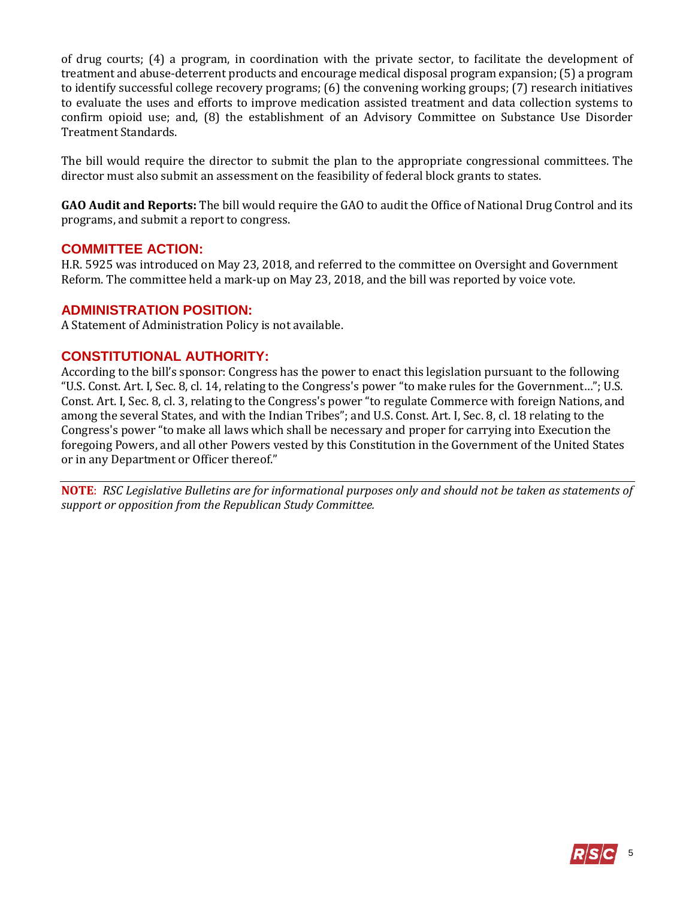of drug courts; (4) a program, in coordination with the private sector, to facilitate the development of treatment and abuse-deterrent products and encourage medical disposal program expansion; (5) a program to identify successful college recovery programs; (6) the convening working groups; (7) research initiatives to evaluate the uses and efforts to improve medication assisted treatment and data collection systems to confirm opioid use; and, (8) the establishment of an Advisory Committee on Substance Use Disorder Treatment Standards.

The bill would require the director to submit the plan to the appropriate congressional committees. The director must also submit an assessment on the feasibility of federal block grants to states.

**GAO Audit and Reports:** The bill would require the GAO to audit the Office of National Drug Control and its programs, and submit a report to congress.

## COMMITTEE ACTION:

H.R. 5925 was introduced on May 23, 2018, and referred to the committee on Oversight and Government Reform. The committee held a mark-up on May 23, 2018, and the bill was reported by voice vote.

## ADMINISTRATION POSITION:

A Statement of Administration Policy is not available.

## CONSTITUTIONAL AUTHORITY:

According to the bill's sponsor: Congress has the power to enact this legislation pursuant to the following "U.S. Const. Art. I, Sec. 8, cl. 14, relating to the Congress's power "to make rules for the Government…"; U.S. Const. Art. I, Sec. 8, cl. 3, relating to the Congress's power "to regulate Commerce with foreign Nations, and among the several States, and with the Indian Tribes"; and U.S. Const. Art. I, Sec. 8, cl. 18 relating to the Congress's power "to make all laws which shall be necessary and proper for carrying into Execution the foregoing Powers, and all other Powers vested by this Constitution in the Government of the United States or in any Department or Officer thereof."

---

**NOTE**: *RSC Legislative Bulletins are for informational purposes only and should not be taken as statements of support or opposition from the Republican Study Committee.*